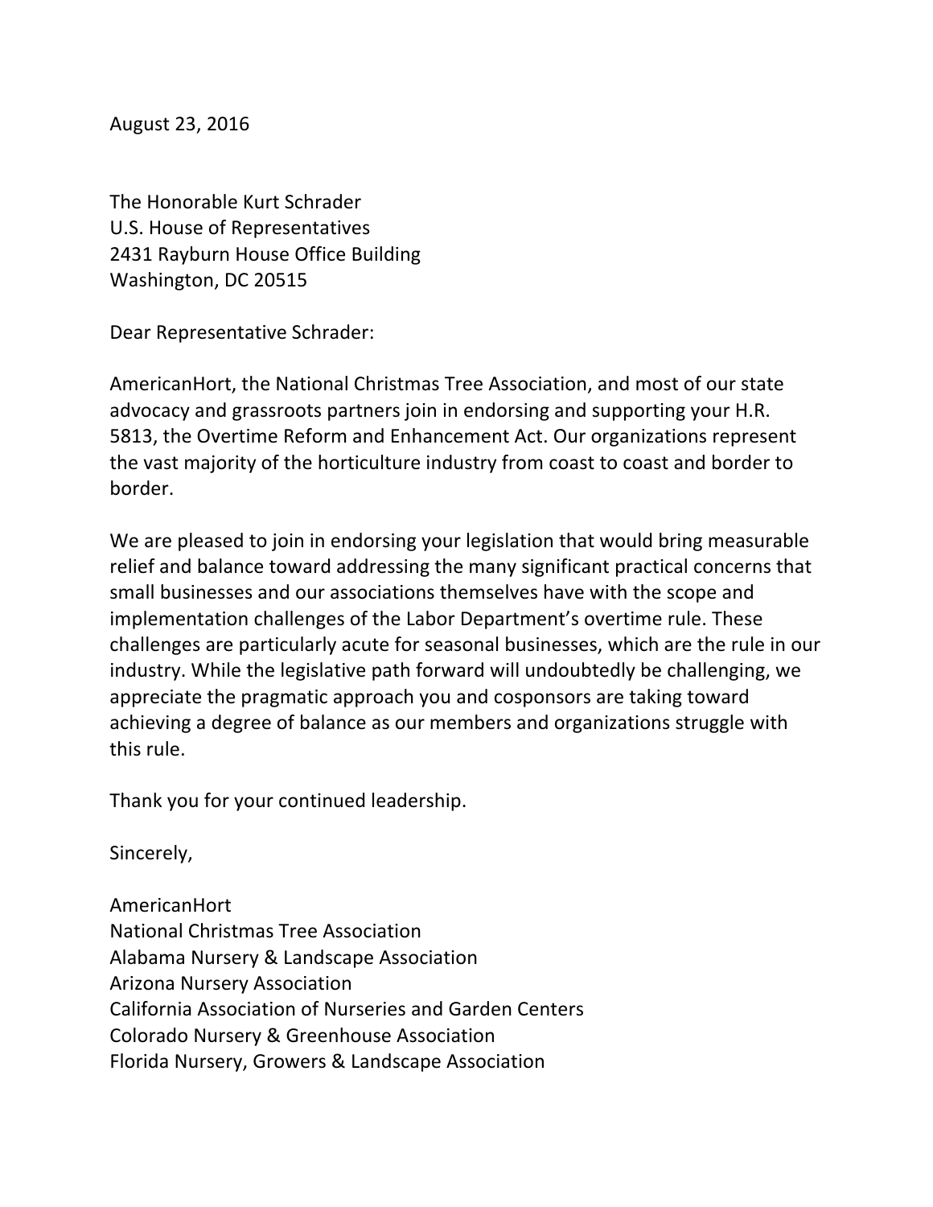August 23, 2016

The Honorable Kurt Schrader
U.S. House of Representatives
2431 Rayburn House Office Building
Washington, DC 20515

Dear Representative Schrader:

AmericanHort, the National Christmas Tree Association, and most of our state advocacy and grassroots partners join in endorsing and supporting your H.R. 5813, the Overtime Reform and Enhancement Act. Our organizations represent the vast majority of the horticulture industry from coast to coast and border to border.

We are pleased to join in endorsing your legislation that would bring measurable relief and balance toward addressing the many significant practical concerns that small businesses and our associations themselves have with the scope and implementation challenges of the Labor Department's overtime rule. These challenges are particularly acute for seasonal businesses, which are the rule in our industry. While the legislative path forward will undoubtedly be challenging, we appreciate the pragmatic approach you and cosponsors are taking toward achieving a degree of balance as our members and organizations struggle with this rule.

Thank you for your continued leadership.

Sincerely,

AmericanHort
National Christmas Tree Association
Alabama Nursery & Landscape Association
Arizona Nursery Association
California Association of Nurseries and Garden Centers
Colorado Nursery & Greenhouse Association
Florida Nursery, Growers & Landscape Association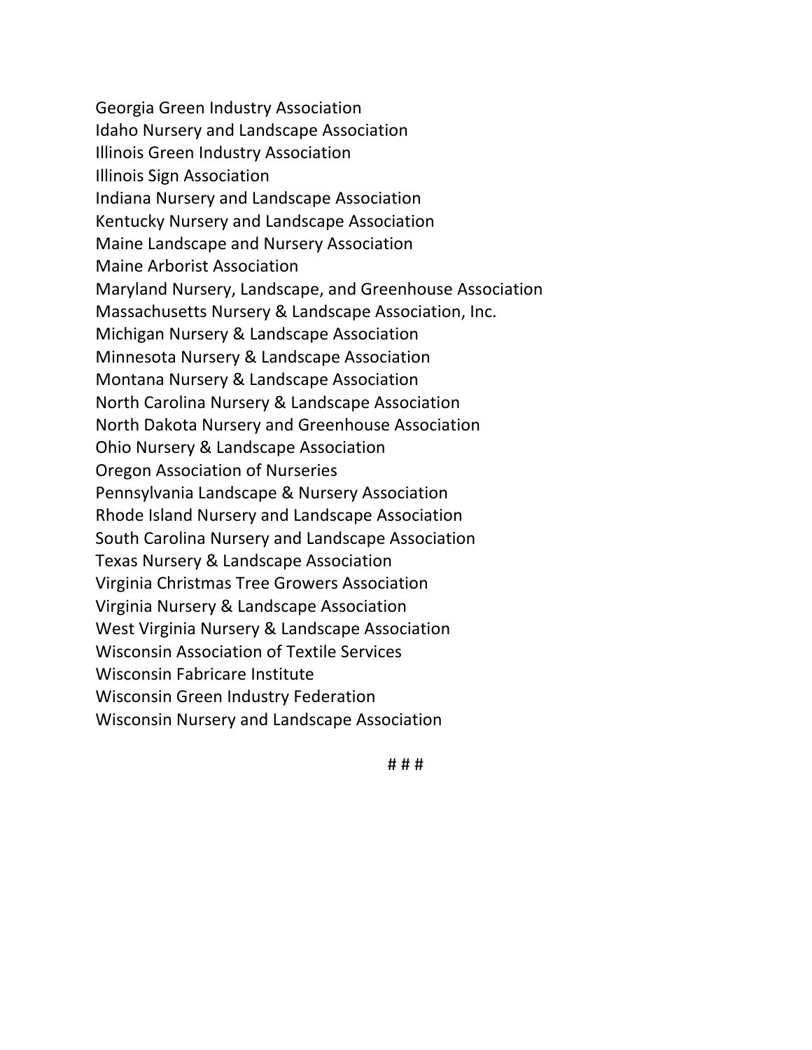Georgia Green Industry Association
Idaho Nursery and Landscape Association
Illinois Green Industry Association
Illinois Sign Association
Indiana Nursery and Landscape Association
Kentucky Nursery and Landscape Association
Maine Landscape and Nursery Association
Maine Arborist Association
Maryland Nursery, Landscape, and Greenhouse Association
Massachusetts Nursery & Landscape Association, Inc.
Michigan Nursery & Landscape Association
Minnesota Nursery & Landscape Association
Montana Nursery & Landscape Association
North Carolina Nursery & Landscape Association
North Dakota Nursery and Greenhouse Association
Ohio Nursery & Landscape Association
Oregon Association of Nurseries
Pennsylvania Landscape & Nursery Association
Rhode Island Nursery and Landscape Association
South Carolina Nursery and Landscape Association
Texas Nursery & Landscape Association
Virginia Christmas Tree Growers Association
Virginia Nursery & Landscape Association
West Virginia Nursery & Landscape Association
Wisconsin Association of Textile Services
Wisconsin Fabricare Institute
Wisconsin Green Industry Federation
Wisconsin Nursery and Landscape Association

# # #